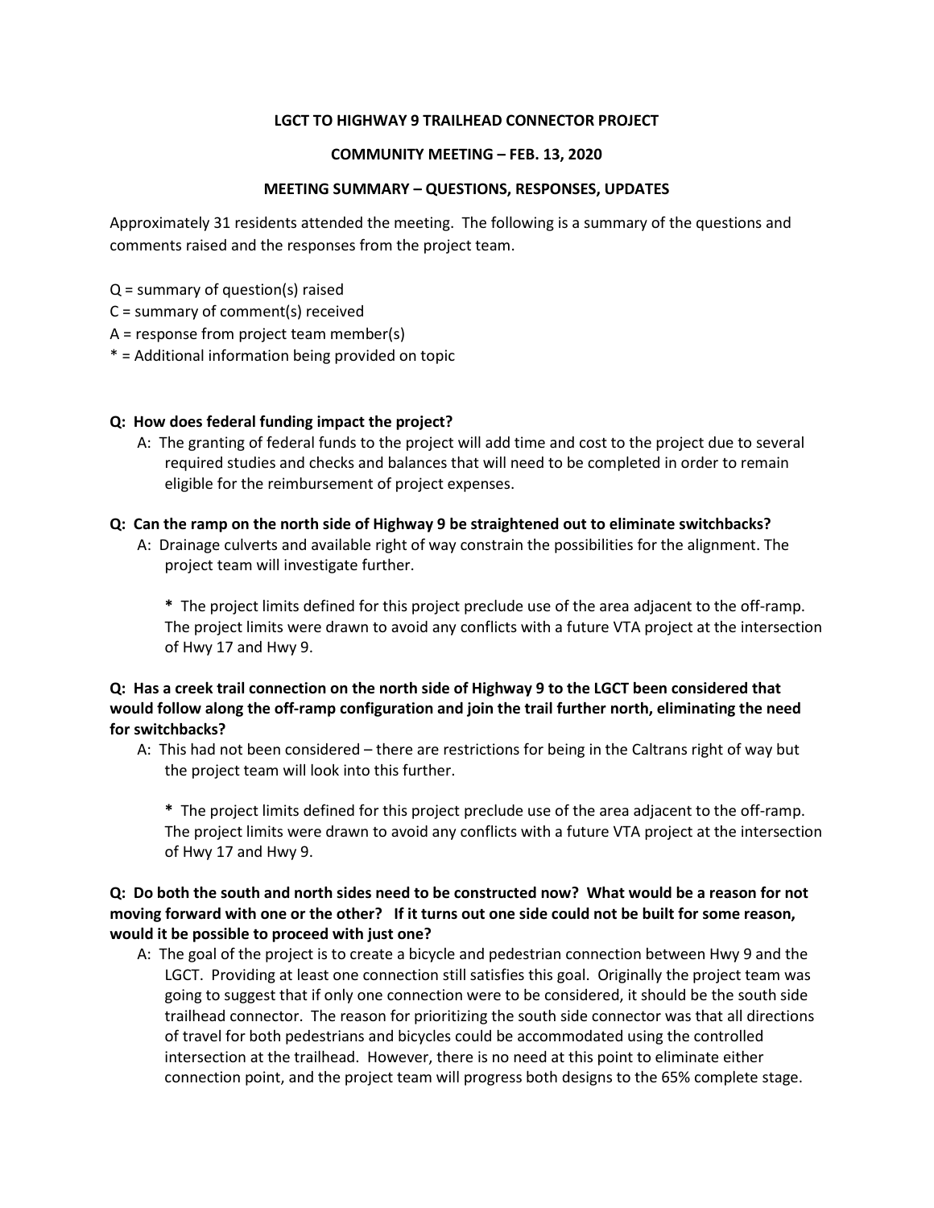**LGCT TO HIGHWAY 9 TRAILHEAD CONNECTOR PROJECT**

**COMMUNITY MEETING – FEB. 13, 2020**

**MEETING SUMMARY – QUESTIONS, RESPONSES, UPDATES**

Approximately 31 residents attended the meeting. The following is a summary of the questions and comments raised and the responses from the project team.

Q = summary of question(s) raised
C = summary of comment(s) received
A = response from project team member(s)
* = Additional information being provided on topic

**Q: How does federal funding impact the project?**

A: The granting of federal funds to the project will add time and cost to the project due to several required studies and checks and balances that will need to be completed in order to remain eligible for the reimbursement of project expenses.

**Q: Can the ramp on the north side of Highway 9 be straightened out to eliminate switchbacks?**

A: Drainage culverts and available right of way constrain the possibilities for the alignment. The project team will investigate further.

**\*** The project limits defined for this project preclude use of the area adjacent to the off-ramp. The project limits were drawn to avoid any conflicts with a future VTA project at the intersection of Hwy 17 and Hwy 9.

**Q: Has a creek trail connection on the north side of Highway 9 to the LGCT been considered that would follow along the off-ramp configuration and join the trail further north, eliminating the need for switchbacks?**

A: This had not been considered – there are restrictions for being in the Caltrans right of way but the project team will look into this further.

**\*** The project limits defined for this project preclude use of the area adjacent to the off-ramp. The project limits were drawn to avoid any conflicts with a future VTA project at the intersection of Hwy 17 and Hwy 9.

**Q: Do both the south and north sides need to be constructed now? What would be a reason for not moving forward with one or the other? If it turns out one side could not be built for some reason, would it be possible to proceed with just one?**

A: The goal of the project is to create a bicycle and pedestrian connection between Hwy 9 and the LGCT. Providing at least one connection still satisfies this goal. Originally the project team was going to suggest that if only one connection were to be considered, it should be the south side trailhead connector. The reason for prioritizing the south side connector was that all directions of travel for both pedestrians and bicycles could be accommodated using the controlled intersection at the trailhead. However, there is no need at this point to eliminate either connection point, and the project team will progress both designs to the 65% complete stage.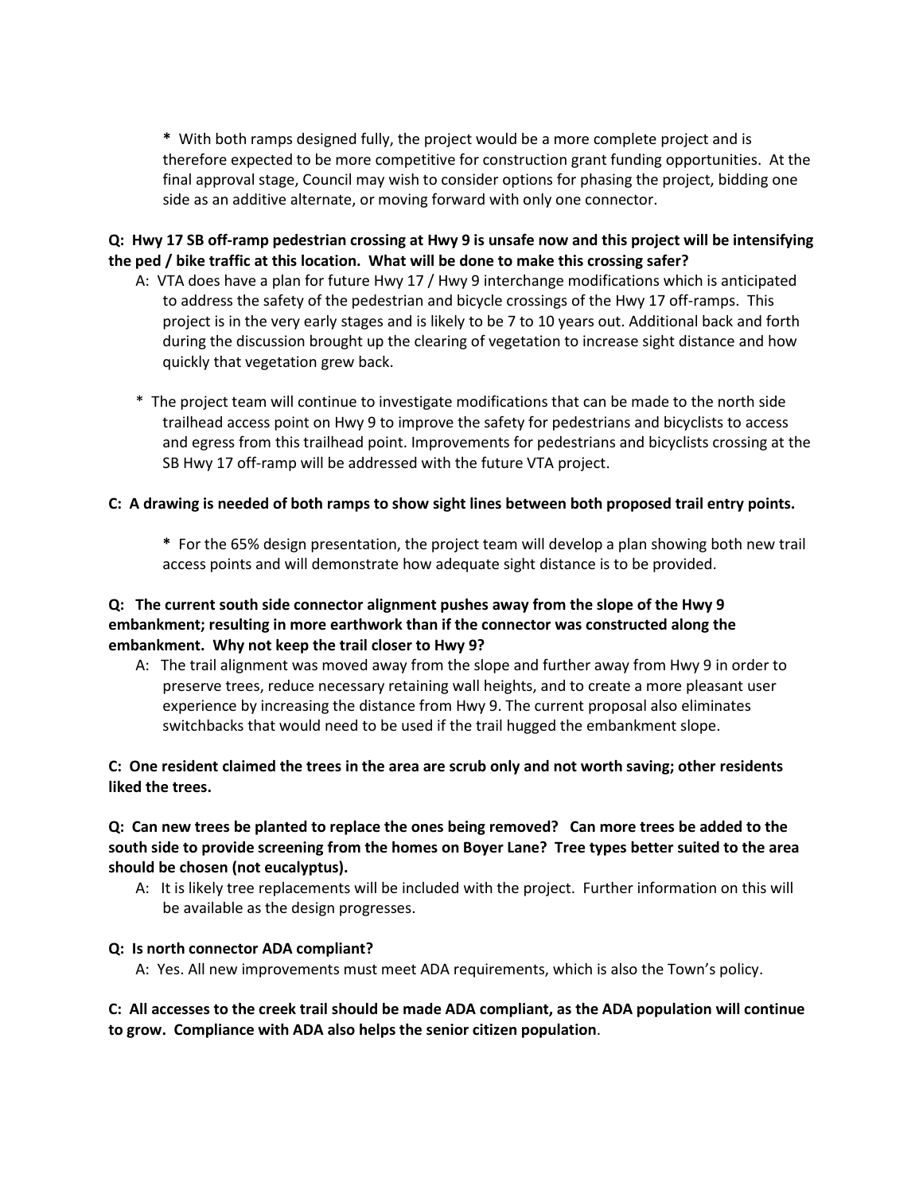* With both ramps designed fully, the project would be a more complete project and is therefore expected to be more competitive for construction grant funding opportunities. At the final approval stage, Council may wish to consider options for phasing the project, bidding one side as an additive alternate, or moving forward with only one connector.

**Q: Hwy 17 SB off-ramp pedestrian crossing at Hwy 9 is unsafe now and this project will be intensifying the ped / bike traffic at this location. What will be done to make this crossing safer?**

A: VTA does have a plan for future Hwy 17 / Hwy 9 interchange modifications which is anticipated to address the safety of the pedestrian and bicycle crossings of the Hwy 17 off-ramps. This project is in the very early stages and is likely to be 7 to 10 years out. Additional back and forth during the discussion brought up the clearing of vegetation to increase sight distance and how quickly that vegetation grew back.

* The project team will continue to investigate modifications that can be made to the north side trailhead access point on Hwy 9 to improve the safety for pedestrians and bicyclists to access and egress from this trailhead point. Improvements for pedestrians and bicyclists crossing at the SB Hwy 17 off-ramp will be addressed with the future VTA project.

**C: A drawing is needed of both ramps to show sight lines between both proposed trail entry points.**

* For the 65% design presentation, the project team will develop a plan showing both new trail access points and will demonstrate how adequate sight distance is to be provided.

**Q: The current south side connector alignment pushes away from the slope of the Hwy 9 embankment; resulting in more earthwork than if the connector was constructed along the embankment. Why not keep the trail closer to Hwy 9?**

A: The trail alignment was moved away from the slope and further away from Hwy 9 in order to preserve trees, reduce necessary retaining wall heights, and to create a more pleasant user experience by increasing the distance from Hwy 9. The current proposal also eliminates switchbacks that would need to be used if the trail hugged the embankment slope.

**C: One resident claimed the trees in the area are scrub only and not worth saving; other residents liked the trees.**

**Q: Can new trees be planted to replace the ones being removed? Can more trees be added to the south side to provide screening from the homes on Boyer Lane? Tree types better suited to the area should be chosen (not eucalyptus).**

A: It is likely tree replacements will be included with the project. Further information on this will be available as the design progresses.

**Q: Is north connector ADA compliant?**

A: Yes. All new improvements must meet ADA requirements, which is also the Town's policy.

**C: All accesses to the creek trail should be made ADA compliant, as the ADA population will continue to grow. Compliance with ADA also helps the senior citizen population**.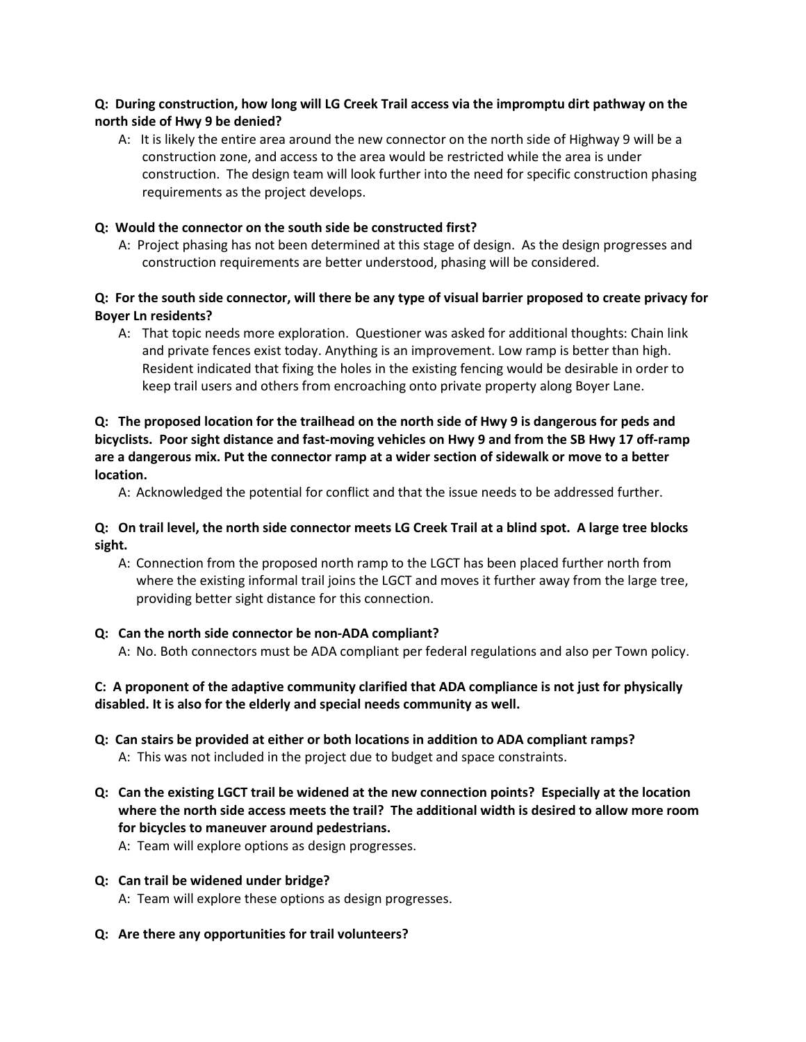**Q: During construction, how long will LG Creek Trail access via the impromptu dirt pathway on the north side of Hwy 9 be denied?**

A: It is likely the entire area around the new connector on the north side of Highway 9 will be a construction zone, and access to the area would be restricted while the area is under construction. The design team will look further into the need for specific construction phasing requirements as the project develops.

**Q: Would the connector on the south side be constructed first?**

A: Project phasing has not been determined at this stage of design. As the design progresses and construction requirements are better understood, phasing will be considered.

**Q: For the south side connector, will there be any type of visual barrier proposed to create privacy for Boyer Ln residents?**

A: That topic needs more exploration. Questioner was asked for additional thoughts: Chain link and private fences exist today. Anything is an improvement. Low ramp is better than high. Resident indicated that fixing the holes in the existing fencing would be desirable in order to keep trail users and others from encroaching onto private property along Boyer Lane.

**Q: The proposed location for the trailhead on the north side of Hwy 9 is dangerous for peds and bicyclists. Poor sight distance and fast-moving vehicles on Hwy 9 and from the SB Hwy 17 off-ramp are a dangerous mix. Put the connector ramp at a wider section of sidewalk or move to a better location.**

A: Acknowledged the potential for conflict and that the issue needs to be addressed further.

**Q: On trail level, the north side connector meets LG Creek Trail at a blind spot. A large tree blocks sight.**

A: Connection from the proposed north ramp to the LGCT has been placed further north from where the existing informal trail joins the LGCT and moves it further away from the large tree, providing better sight distance for this connection.

**Q: Can the north side connector be non-ADA compliant?**

A: No. Both connectors must be ADA compliant per federal regulations and also per Town policy.

**C: A proponent of the adaptive community clarified that ADA compliance is not just for physically disabled. It is also for the elderly and special needs community as well.**

**Q: Can stairs be provided at either or both locations in addition to ADA compliant ramps?**

A: This was not included in the project due to budget and space constraints.

**Q: Can the existing LGCT trail be widened at the new connection points? Especially at the location where the north side access meets the trail? The additional width is desired to allow more room for bicycles to maneuver around pedestrians.**

A: Team will explore options as design progresses.

**Q: Can trail be widened under bridge?**

A: Team will explore these options as design progresses.

**Q: Are there any opportunities for trail volunteers?**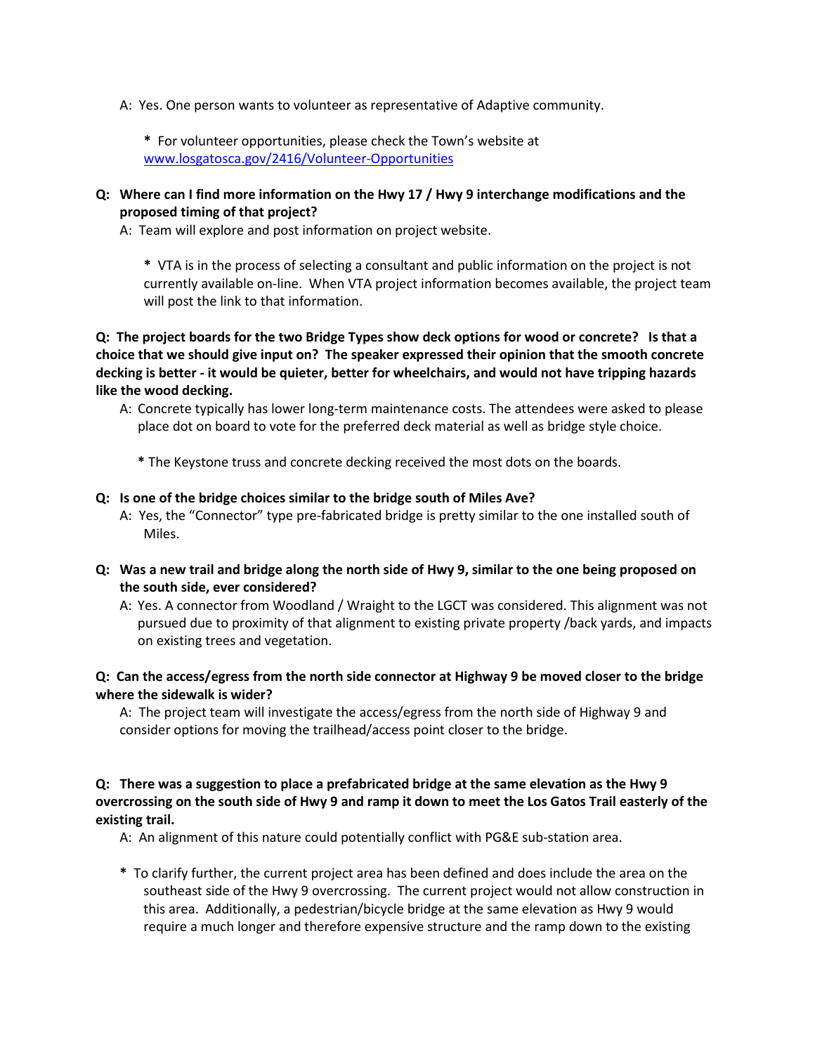A: Yes. One person wants to volunteer as representative of Adaptive community.

> * For volunteer opportunities, please check the Town's website at [www.losgatosca.gov/2416/Volunteer-Opportunities](www.losgatosca.gov/2416/Volunteer-Opportunities)

**Q: Where can I find more information on the Hwy 17 / Hwy 9 interchange modifications and the proposed timing of that project?**

A: Team will explore and post information on project website.

> * VTA is in the process of selecting a consultant and public information on the project is not currently available on-line. When VTA project information becomes available, the project team will post the link to that information.

**Q: The project boards for the two Bridge Types show deck options for wood or concrete? Is that a choice that we should give input on? The speaker expressed their opinion that the smooth concrete decking is better - it would be quieter, better for wheelchairs, and would not have tripping hazards like the wood decking.**

A: Concrete typically has lower long-term maintenance costs. The attendees were asked to please place dot on board to vote for the preferred deck material as well as bridge style choice.

> * The Keystone truss and concrete decking received the most dots on the boards.

**Q: Is one of the bridge choices similar to the bridge south of Miles Ave?**

A: Yes, the "Connector" type pre-fabricated bridge is pretty similar to the one installed south of Miles.

**Q: Was a new trail and bridge along the north side of Hwy 9, similar to the one being proposed on the south side, ever considered?**

A: Yes. A connector from Woodland / Wraight to the LGCT was considered. This alignment was not pursued due to proximity of that alignment to existing private property /back yards, and impacts on existing trees and vegetation.

**Q: Can the access/egress from the north side connector at Highway 9 be moved closer to the bridge where the sidewalk is wider?**

A: The project team will investigate the access/egress from the north side of Highway 9 and consider options for moving the trailhead/access point closer to the bridge.

**Q: There was a suggestion to place a prefabricated bridge at the same elevation as the Hwy 9 overcrossing on the south side of Hwy 9 and ramp it down to meet the Los Gatos Trail easterly of the existing trail.**

A: An alignment of this nature could potentially conflict with PG&E sub-station area.

* To clarify further, the current project area has been defined and does include the area on the southeast side of the Hwy 9 overcrossing. The current project would not allow construction in this area. Additionally, a pedestrian/bicycle bridge at the same elevation as Hwy 9 would require a much longer and therefore expensive structure and the ramp down to the existing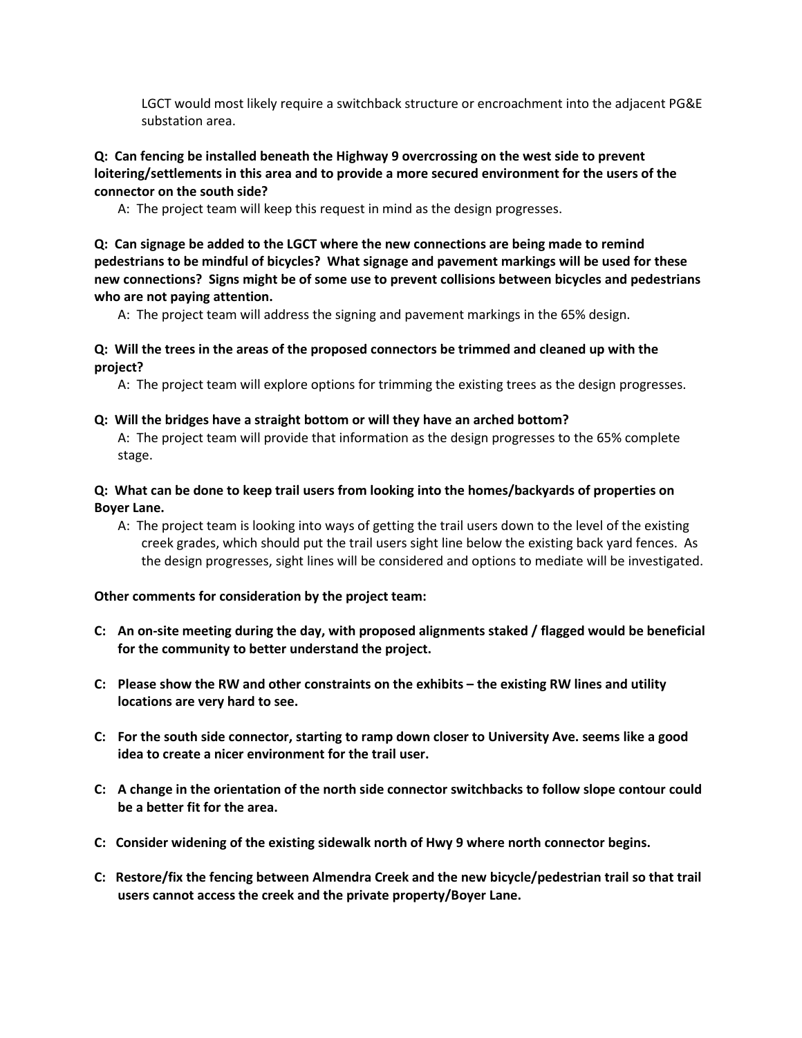LGCT would most likely require a switchback structure or encroachment into the adjacent PG&E substation area.

**Q: Can fencing be installed beneath the Highway 9 overcrossing on the west side to prevent loitering/settlements in this area and to provide a more secured environment for the users of the connector on the south side?**

A: The project team will keep this request in mind as the design progresses.

**Q: Can signage be added to the LGCT where the new connections are being made to remind pedestrians to be mindful of bicycles? What signage and pavement markings will be used for these new connections? Signs might be of some use to prevent collisions between bicycles and pedestrians who are not paying attention.**

A: The project team will address the signing and pavement markings in the 65% design.

**Q: Will the trees in the areas of the proposed connectors be trimmed and cleaned up with the project?**

A: The project team will explore options for trimming the existing trees as the design progresses.

**Q: Will the bridges have a straight bottom or will they have an arched bottom?**

A: The project team will provide that information as the design progresses to the 65% complete stage.

**Q: What can be done to keep trail users from looking into the homes/backyards of properties on Boyer Lane.**

A: The project team is looking into ways of getting the trail users down to the level of the existing creek grades, which should put the trail users sight line below the existing back yard fences. As the design progresses, sight lines will be considered and options to mediate will be investigated.

**Other comments for consideration by the project team:**

**C: An on-site meeting during the day, with proposed alignments staked / flagged would be beneficial for the community to better understand the project.**

**C: Please show the RW and other constraints on the exhibits – the existing RW lines and utility locations are very hard to see.**

**C: For the south side connector, starting to ramp down closer to University Ave. seems like a good idea to create a nicer environment for the trail user.**

**C: A change in the orientation of the north side connector switchbacks to follow slope contour could be a better fit for the area.**

**C: Consider widening of the existing sidewalk north of Hwy 9 where north connector begins.**

**C: Restore/fix the fencing between Almendra Creek and the new bicycle/pedestrian trail so that trail users cannot access the creek and the private property/Boyer Lane.**